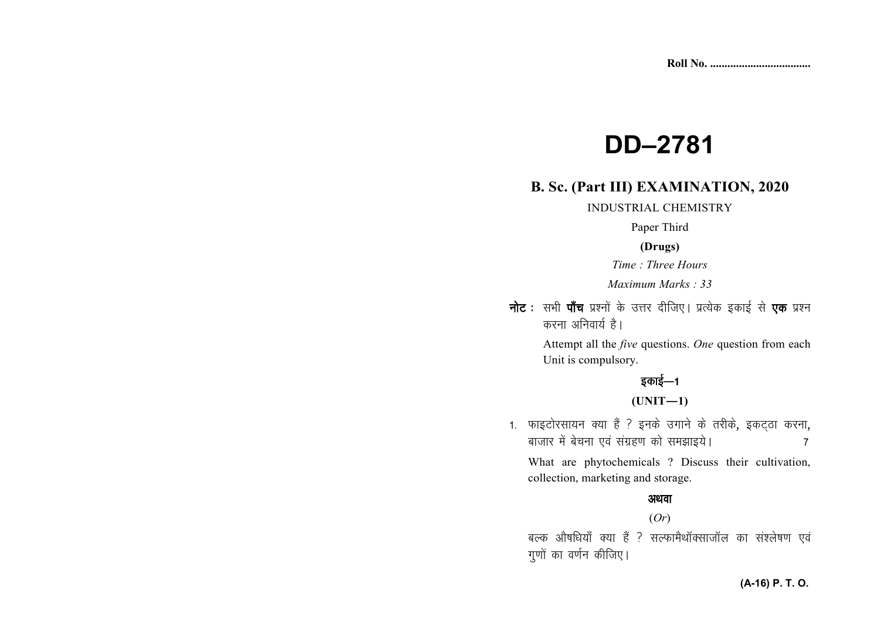Roll No. ...................................

# DD–2781

## B. Sc. (Part III) EXAMINATION, 2020

INDUSTRIAL CHEMISTRY

Paper Third

**(Drugs)**

*Time : Three Hours*

*Maximum Marks : 33*

**नोट :** सभी **पाँच** प्रश्नों के उत्तर दीजिए। प्रत्येक इकाई से **एक** प्रश्न करना अनिवार्य है।

Attempt all the *five* questions. *One* question from each Unit is compulsory.

### इकाई—1

### (UNIT—1)

1. फाइटोरसायन क्या हैं ? इनके उगाने के तरीके, इकट्ठा करना, बाजार में बेचना एवं संग्रहण को समझाइये। 7

   What are phytochemicals ? Discuss their cultivation, collection, marketing and storage.

**अथवा**

(*Or*)

बल्क औषधियाँ क्या हैं ? सल्फामैथॉक्साजॉल का संश्लेषण एवं गुणों का वर्णन कीजिए।

**(A-16) P. T. O.**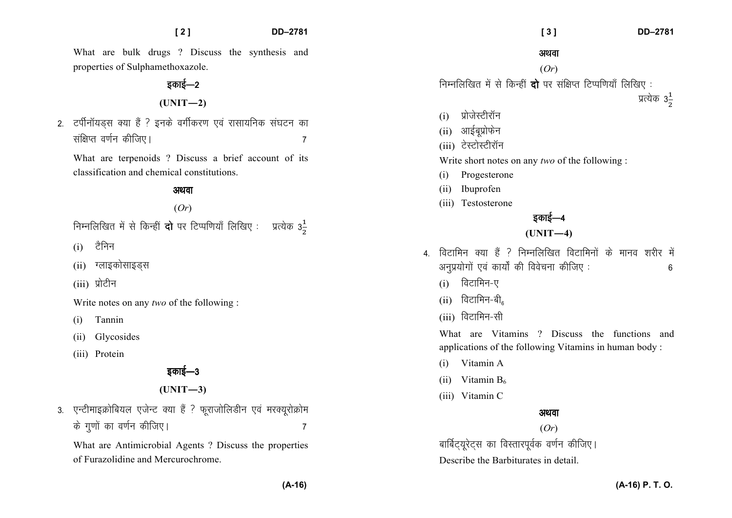What are bulk drugs ? Discuss the synthesis and properties of Sulphamethoxazole.

## इकाई—2

## (UNIT—2)

2. टर्पीनॉयड्स क्या हैं ? इनके वर्गीकरण एवं रासायनिक संघटन का संक्षिप्त वर्णन कीजिए। 7

What are terpenoids ? Discuss a brief account of its classification and chemical constitutions.

**अथवा**

(*Or*)

निम्नलिखित में से किन्हीं **दो** पर टिप्पणियाँ लिखिए : प्रत्येक $3\frac{1}{2}$

(i) टैनिन

(ii) ग्लाइकोसाइड्स

(iii) प्रोटीन

Write notes on any *two* of the following :

(i) Tannin

(ii) Glycosides

(iii) Protein

## इकाई—3

## (UNIT—3)

3. एन्टीमाइक्रोबियल एजेन्ट क्या हैं ? फूराजोलिडीन एवं मरक्यूरोक्रोम के गुणों का वर्णन कीजिए। 7

What are Antimicrobial Agents ? Discuss the properties of Furazolidine and Mercurochrome.

**अथवा**

(*Or*)

निम्नलिखित में से किन्हीं **दो** पर संक्षिप्त टिप्पणियाँ लिखिए : प्रत्येक $3\frac{1}{2}$

(i) प्रोजेस्टीरॉन

(ii) आईबूप्रोफेन

(iii) टेस्टोस्टीरॉन

Write short notes on any *two* of the following :

(i) Progesterone

(ii) Ibuprofen

(iii) Testosterone

## इकाई—4

## (UNIT—4)

4. विटामिन क्या हैं ? निम्नलिखित विटामिनों के मानव शरीर में अनुप्रयोगों एवं कार्यों की विवेचना कीजिए : 6

(i) विटामिन-ए

(ii) विटामिन-बी$_6$

(iii) विटामिन-सी

What are Vitamins ? Discuss the functions and applications of the following Vitamins in human body :

(i) Vitamin A

(ii) Vitamin $B_6$

(iii) Vitamin C

**अथवा**

(*Or*)

बार्बिट्यूरेट्स का विस्तारपूर्वक वर्णन कीजिए।

Describe the Barbiturates in detail.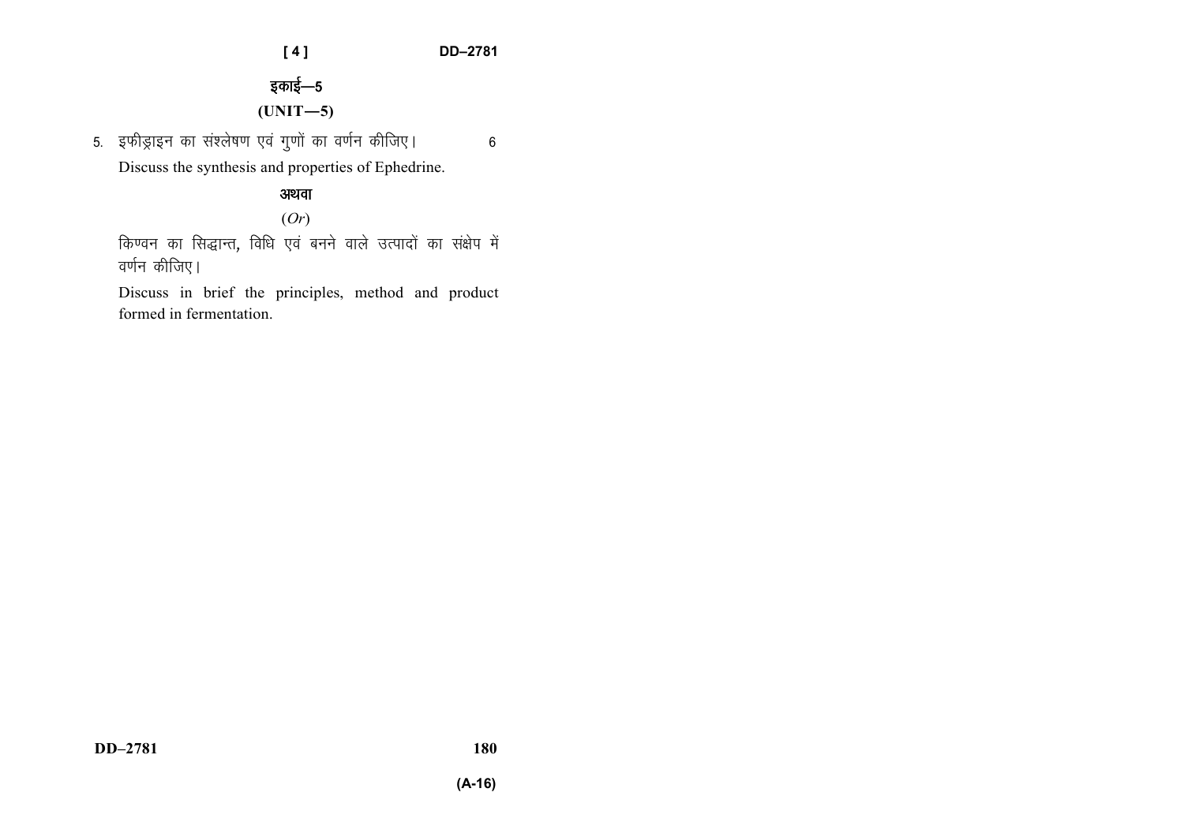## इकाई—5

## (UNIT—5)

5. इफीड्राइन का संश्लेषण एवं गुणों का वर्णन कीजिए। 6

   Discuss the synthesis and properties of Ephedrine.

   अथवा

   (*Or*)

   किण्वन का सिद्धान्त, विधि एवं बनने वाले उत्पादों का संक्षेप में वर्णन कीजिए।

   Discuss in brief the principles, method and product formed in fermentation.

DD–2781

(A-16)